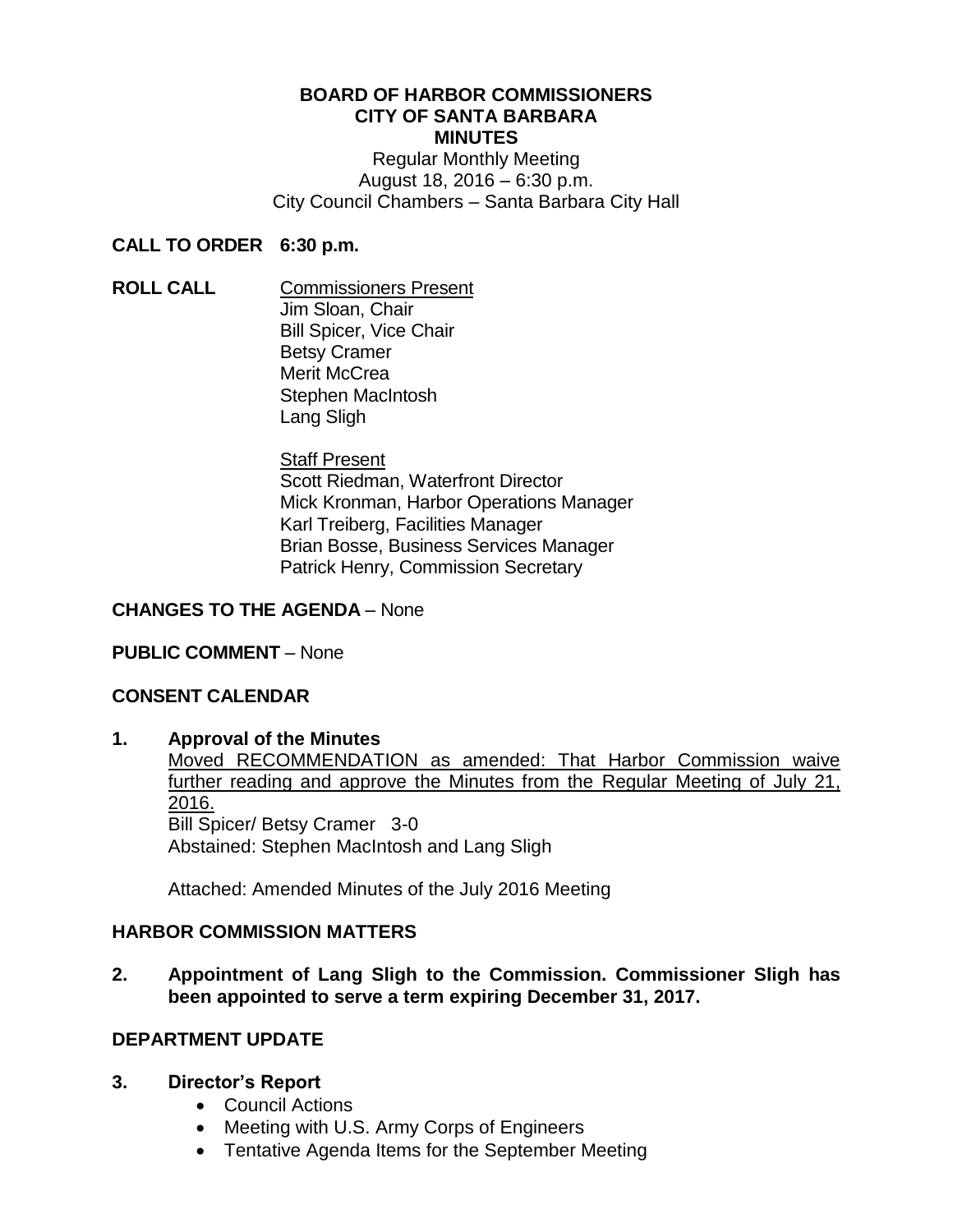# BOARD OF HARBOR COMMISSIONERS
## CITY OF SANTA BARBARA
## MINUTES

Regular Monthly Meeting
August 18, 2016 – 6:30 p.m.
City Council Chambers – Santa Barbara City Hall

**CALL TO ORDER 6:30 p.m.**

**ROLL CALL**

Commissioners Present
Jim Sloan, Chair
Bill Spicer, Vice Chair
Betsy Cramer
Merit McCrea
Stephen MacIntosh
Lang Sligh

Staff Present
Scott Riedman, Waterfront Director
Mick Kronman, Harbor Operations Manager
Karl Treiberg, Facilities Manager
Brian Bosse, Business Services Manager
Patrick Henry, Commission Secretary

**CHANGES TO THE AGENDA** – None

**PUBLIC COMMENT** – None

**CONSENT CALENDAR**

**1. Approval of the Minutes**

Moved RECOMMENDATION as amended: That Harbor Commission waive further reading and approve the Minutes from the Regular Meeting of July 21, 2016.
Bill Spicer/ Betsy Cramer 3-0
Abstained: Stephen MacIntosh and Lang Sligh

Attached: Amended Minutes of the July 2016 Meeting

**HARBOR COMMISSION MATTERS**

**2. Appointment of Lang Sligh to the Commission. Commissioner Sligh has been appointed to serve a term expiring December 31, 2017.**

**DEPARTMENT UPDATE**

**3. Director's Report**

- Council Actions
- Meeting with U.S. Army Corps of Engineers
- Tentative Agenda Items for the September Meeting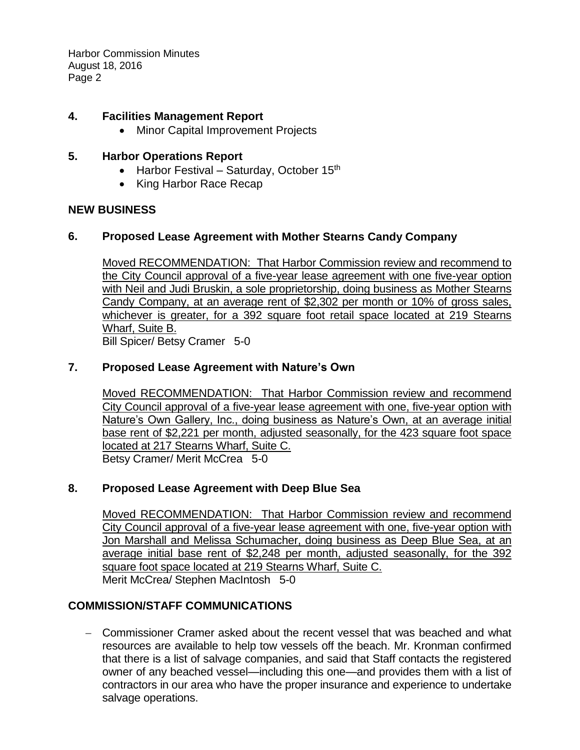## 4. Facilities Management Report

- Minor Capital Improvement Projects

## 5. Harbor Operations Report

- Harbor Festival – Saturday, October 15th
- King Harbor Race Recap

## NEW BUSINESS

## 6. Proposed Lease Agreement with Mother Stearns Candy Company

Moved RECOMMENDATION: That Harbor Commission review and recommend to the City Council approval of a five-year lease agreement with one five-year option with Neil and Judi Bruskin, a sole proprietorship, doing business as Mother Stearns Candy Company, at an average rent of $2,302 per month or 10% of gross sales, whichever is greater, for a 392 square foot retail space located at 219 Stearns Wharf, Suite B.
Bill Spicer/ Betsy Cramer 5-0

## 7. Proposed Lease Agreement with Nature's Own

Moved RECOMMENDATION: That Harbor Commission review and recommend City Council approval of a five-year lease agreement with one, five-year option with Nature's Own Gallery, Inc., doing business as Nature's Own, at an average initial base rent of $2,221 per month, adjusted seasonally, for the 423 square foot space located at 217 Stearns Wharf, Suite C.
Betsy Cramer/ Merit McCrea 5-0

## 8. Proposed Lease Agreement with Deep Blue Sea

Moved RECOMMENDATION: That Harbor Commission review and recommend City Council approval of a five-year lease agreement with one, five-year option with Jon Marshall and Melissa Schumacher, doing business as Deep Blue Sea, at an average initial base rent of $2,248 per month, adjusted seasonally, for the 392 square foot space located at 219 Stearns Wharf, Suite C.
Merit McCrea/ Stephen MacIntosh 5-0

## COMMISSION/STAFF COMMUNICATIONS

- Commissioner Cramer asked about the recent vessel that was beached and what resources are available to help tow vessels off the beach. Mr. Kronman confirmed that there is a list of salvage companies, and said that Staff contacts the registered owner of any beached vessel—including this one—and provides them with a list of contractors in our area who have the proper insurance and experience to undertake salvage operations.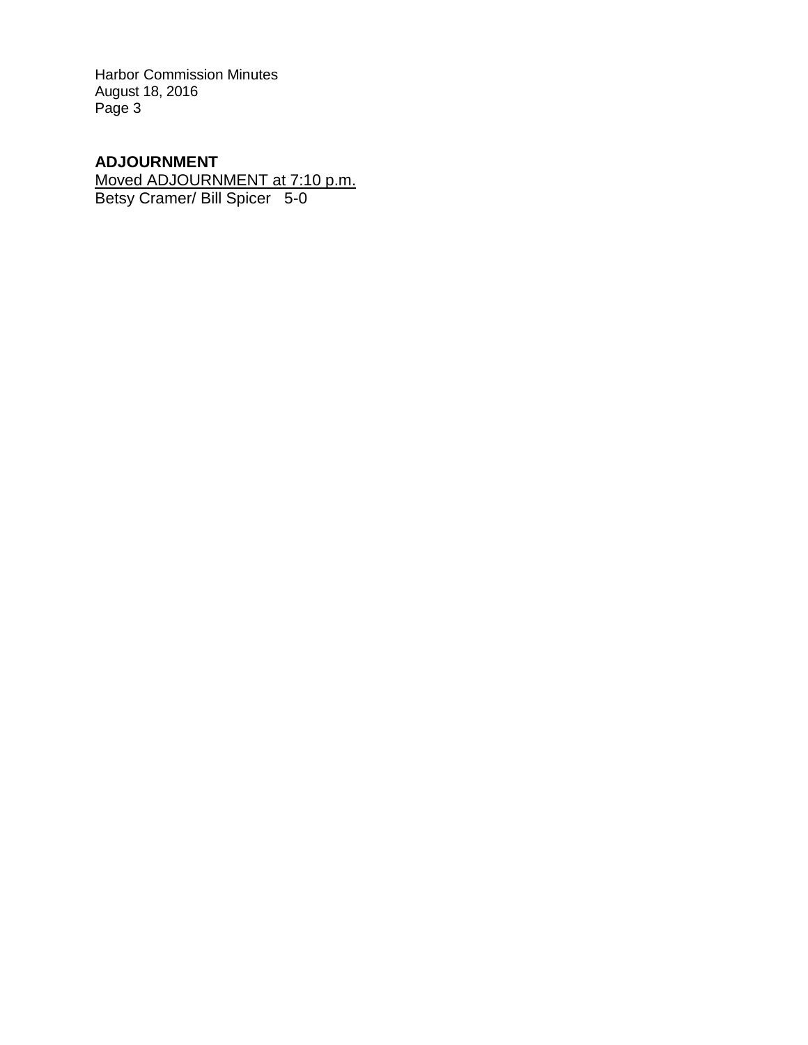**ADJOURNMENT**

<u>Moved ADJOURNMENT at 7:10 p.m.</u>

Betsy Cramer/ Bill Spicer 5-0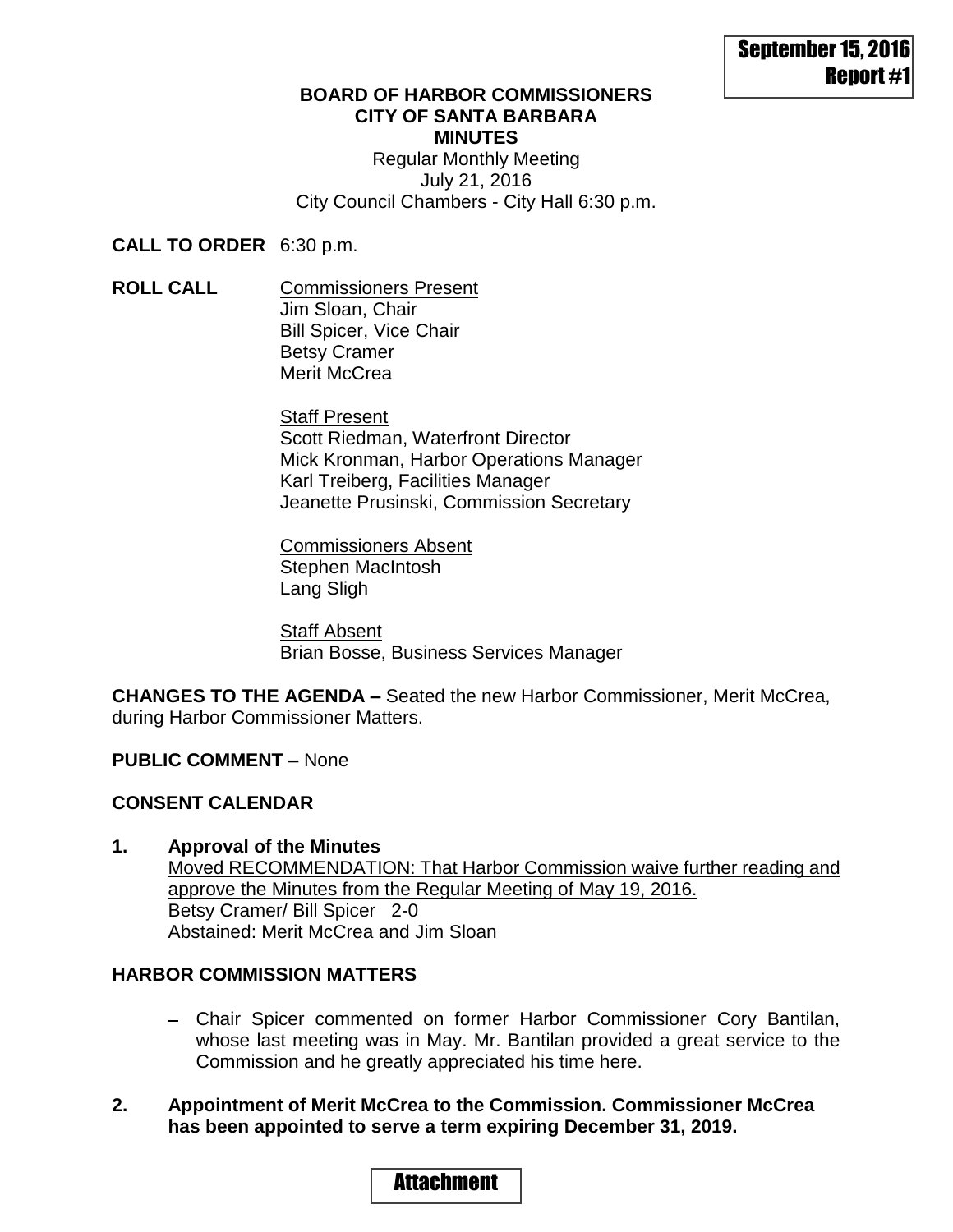September 15, 2016
Report #1

**BOARD OF HARBOR COMMISSIONERS**
**CITY OF SANTA BARBARA**
**MINUTES**

Regular Monthly Meeting
July 21, 2016
City Council Chambers - City Hall 6:30 p.m.

**CALL TO ORDER** 6:30 p.m.

**ROLL CALL**

Commissioners Present
Jim Sloan, Chair
Bill Spicer, Vice Chair
Betsy Cramer
Merit McCrea

Staff Present
Scott Riedman, Waterfront Director
Mick Kronman, Harbor Operations Manager
Karl Treiberg, Facilities Manager
Jeanette Prusinski, Commission Secretary

Commissioners Absent
Stephen MacIntosh
Lang Sligh

Staff Absent
Brian Bosse, Business Services Manager

**CHANGES TO THE AGENDA –** Seated the new Harbor Commissioner, Merit McCrea, during Harbor Commissioner Matters.

**PUBLIC COMMENT –** None

**CONSENT CALENDAR**

**1. Approval of the Minutes**

Moved RECOMMENDATION: That Harbor Commission waive further reading and approve the Minutes from the Regular Meeting of May 19, 2016.

Betsy Cramer/ Bill Spicer 2-0
Abstained: Merit McCrea and Jim Sloan

**HARBOR COMMISSION MATTERS**

- Chair Spicer commented on former Harbor Commissioner Cory Bantilan, whose last meeting was in May. Mr. Bantilan provided a great service to the Commission and he greatly appreciated his time here.

**2. Appointment of Merit McCrea to the Commission. Commissioner McCrea has been appointed to serve a term expiring December 31, 2019.**

Attachment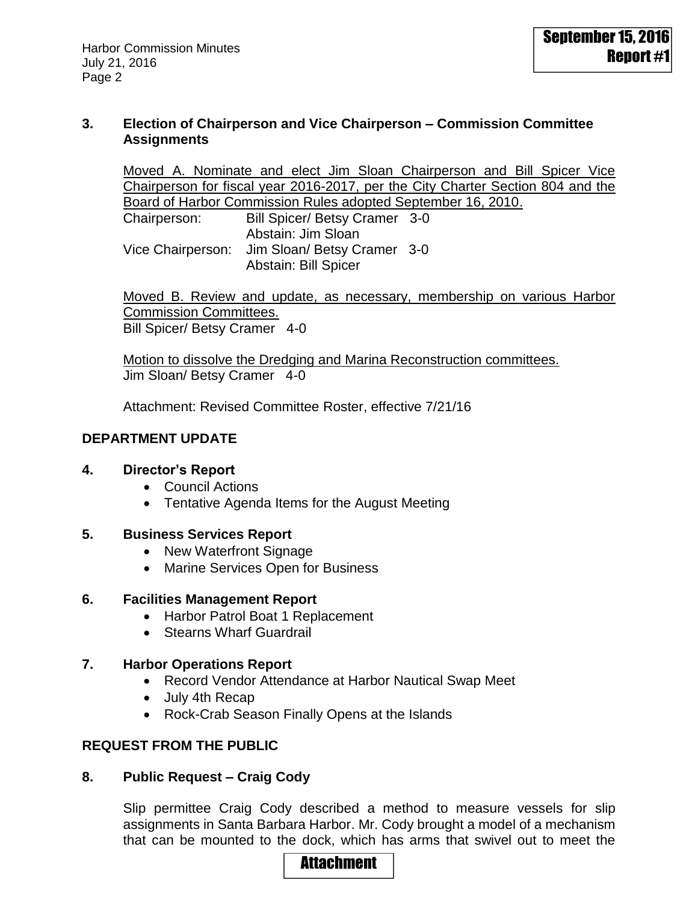**3. Election of Chairperson and Vice Chairperson – Commission Committee Assignments**

Moved A. Nominate and elect Jim Sloan Chairperson and Bill Spicer Vice Chairperson for fiscal year 2016-2017, per the City Charter Section 804 and the Board of Harbor Commission Rules adopted September 16, 2010.

Chairperson: Bill Spicer/ Betsy Cramer 3-0
Abstain: Jim Sloan

Vice Chairperson: Jim Sloan/ Betsy Cramer 3-0
Abstain: Bill Spicer

Moved B. Review and update, as necessary, membership on various Harbor Commission Committees.
Bill Spicer/ Betsy Cramer 4-0

Motion to dissolve the Dredging and Marina Reconstruction committees.
Jim Sloan/ Betsy Cramer 4-0

Attachment: Revised Committee Roster, effective 7/21/16

## DEPARTMENT UPDATE

**4. Director's Report**

- Council Actions
- Tentative Agenda Items for the August Meeting

**5. Business Services Report**

- New Waterfront Signage
- Marine Services Open for Business

**6. Facilities Management Report**

- Harbor Patrol Boat 1 Replacement
- Stearns Wharf Guardrail

**7. Harbor Operations Report**

- Record Vendor Attendance at Harbor Nautical Swap Meet
- July 4th Recap
- Rock-Crab Season Finally Opens at the Islands

## REQUEST FROM THE PUBLIC

**8. Public Request – Craig Cody**

Slip permittee Craig Cody described a method to measure vessels for slip assignments in Santa Barbara Harbor. Mr. Cody brought a model of a mechanism that can be mounted to the dock, which has arms that swivel out to meet the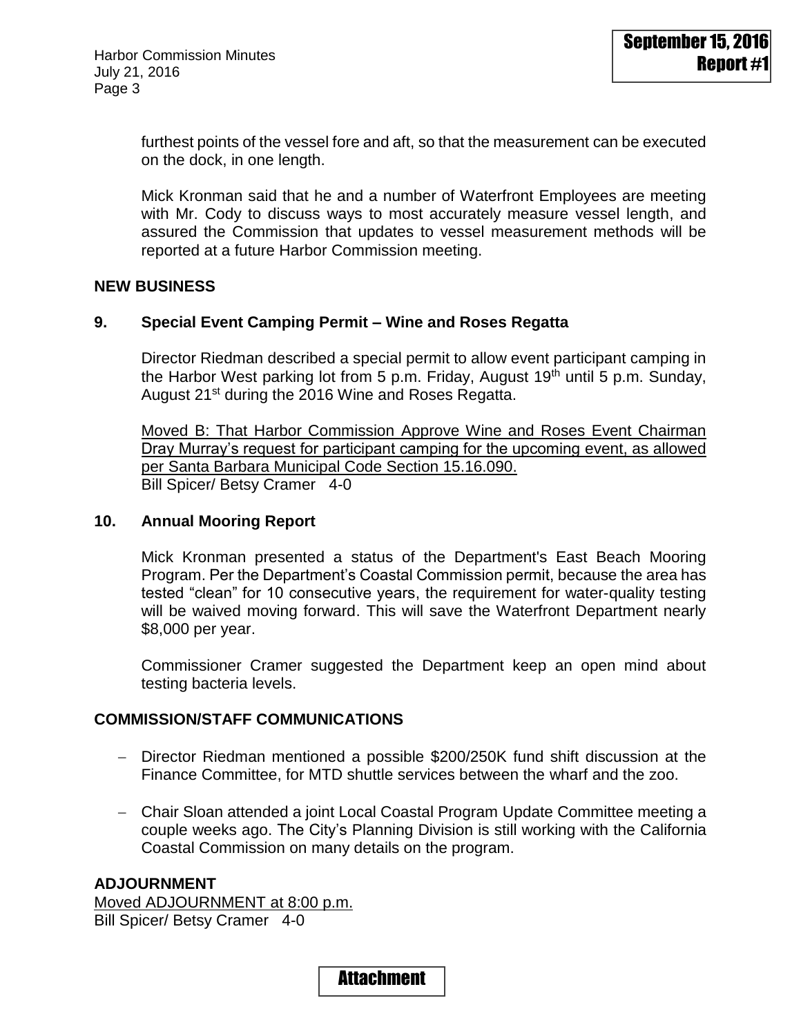furthest points of the vessel fore and aft, so that the measurement can be executed on the dock, in one length.

Mick Kronman said that he and a number of Waterfront Employees are meeting with Mr. Cody to discuss ways to most accurately measure vessel length, and assured the Commission that updates to vessel measurement methods will be reported at a future Harbor Commission meeting.

**NEW BUSINESS**

**9. Special Event Camping Permit – Wine and Roses Regatta**

Director Riedman described a special permit to allow event participant camping in the Harbor West parking lot from 5 p.m. Friday, August 19th until 5 p.m. Sunday, August 21st during the 2016 Wine and Roses Regatta.

Moved B: That Harbor Commission Approve Wine and Roses Event Chairman Dray Murray's request for participant camping for the upcoming event, as allowed per Santa Barbara Municipal Code Section 15.16.090.
Bill Spicer/ Betsy Cramer 4-0

**10. Annual Mooring Report**

Mick Kronman presented a status of the Department's East Beach Mooring Program. Per the Department's Coastal Commission permit, because the area has tested "clean" for 10 consecutive years, the requirement for water-quality testing will be waived moving forward. This will save the Waterfront Department nearly $8,000 per year.

Commissioner Cramer suggested the Department keep an open mind about testing bacteria levels.

**COMMISSION/STAFF COMMUNICATIONS**

- Director Riedman mentioned a possible $200/250K fund shift discussion at the Finance Committee, for MTD shuttle services between the wharf and the zoo.
- Chair Sloan attended a joint Local Coastal Program Update Committee meeting a couple weeks ago. The City's Planning Division is still working with the California Coastal Commission on many details on the program.

**ADJOURNMENT**

Moved ADJOURNMENT at 8:00 p.m.
Bill Spicer/ Betsy Cramer 4-0

Attachment